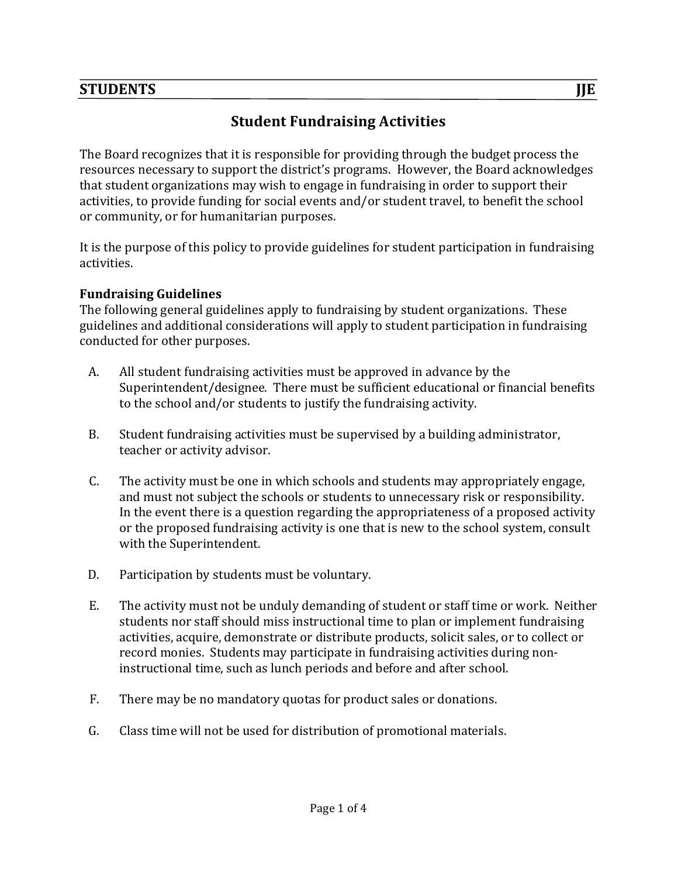**STUDENTS** **JJE**

# Student Fundraising Activities

The Board recognizes that it is responsible for providing through the budget process the resources necessary to support the district's programs. However, the Board acknowledges that student organizations may wish to engage in fundraising in order to support their activities, to provide funding for social events and/or student travel, to benefit the school or community, or for humanitarian purposes.

It is the purpose of this policy to provide guidelines for student participation in fundraising activities.

### Fundraising Guidelines

The following general guidelines apply to fundraising by student organizations. These guidelines and additional considerations will apply to student participation in fundraising conducted for other purposes.

A. All student fundraising activities must be approved in advance by the Superintendent/designee. There must be sufficient educational or financial benefits to the school and/or students to justify the fundraising activity.

B. Student fundraising activities must be supervised by a building administrator, teacher or activity advisor.

C. The activity must be one in which schools and students may appropriately engage, and must not subject the schools or students to unnecessary risk or responsibility. In the event there is a question regarding the appropriateness of a proposed activity or the proposed fundraising activity is one that is new to the school system, consult with the Superintendent.

D. Participation by students must be voluntary.

E. The activity must not be unduly demanding of student or staff time or work. Neither students nor staff should miss instructional time to plan or implement fundraising activities, acquire, demonstrate or distribute products, solicit sales, or to collect or record monies. Students may participate in fundraising activities during non-instructional time, such as lunch periods and before and after school.

F. There may be no mandatory quotas for product sales or donations.

G. Class time will not be used for distribution of promotional materials.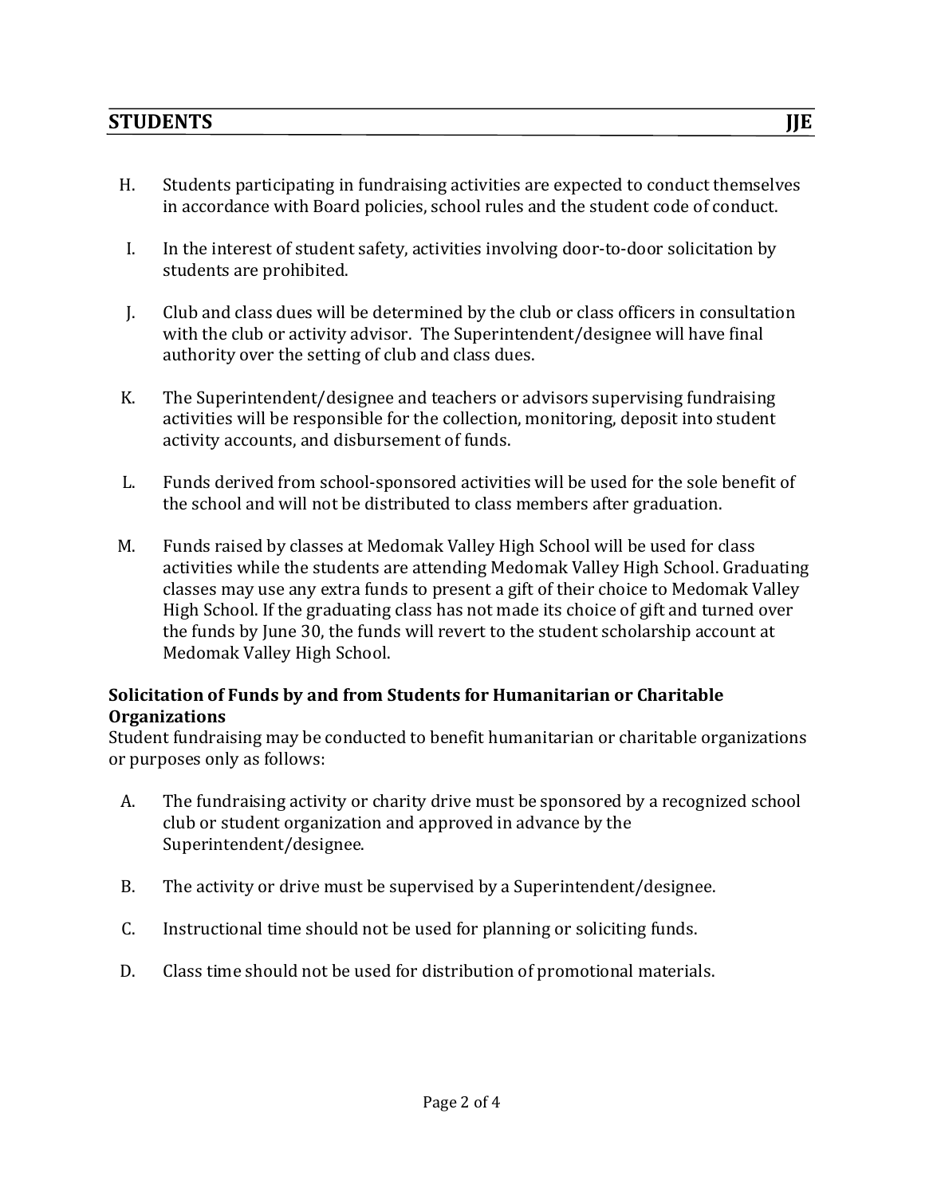H. Students participating in fundraising activities are expected to conduct themselves in accordance with Board policies, school rules and the student code of conduct.

I. In the interest of student safety, activities involving door-to-door solicitation by students are prohibited.

J. Club and class dues will be determined by the club or class officers in consultation with the club or activity advisor. The Superintendent/designee will have final authority over the setting of club and class dues.

K. The Superintendent/designee and teachers or advisors supervising fundraising activities will be responsible for the collection, monitoring, deposit into student activity accounts, and disbursement of funds.

L. Funds derived from school-sponsored activities will be used for the sole benefit of the school and will not be distributed to class members after graduation.

M. Funds raised by classes at Medomak Valley High School will be used for class activities while the students are attending Medomak Valley High School. Graduating classes may use any extra funds to present a gift of their choice to Medomak Valley High School. If the graduating class has not made its choice of gift and turned over the funds by June 30, the funds will revert to the student scholarship account at Medomak Valley High School.

**Solicitation of Funds by and from Students for Humanitarian or Charitable Organizations**

Student fundraising may be conducted to benefit humanitarian or charitable organizations or purposes only as follows:

A. The fundraising activity or charity drive must be sponsored by a recognized school club or student organization and approved in advance by the Superintendent/designee.

B. The activity or drive must be supervised by a Superintendent/designee.

C. Instructional time should not be used for planning or soliciting funds.

D. Class time should not be used for distribution of promotional materials.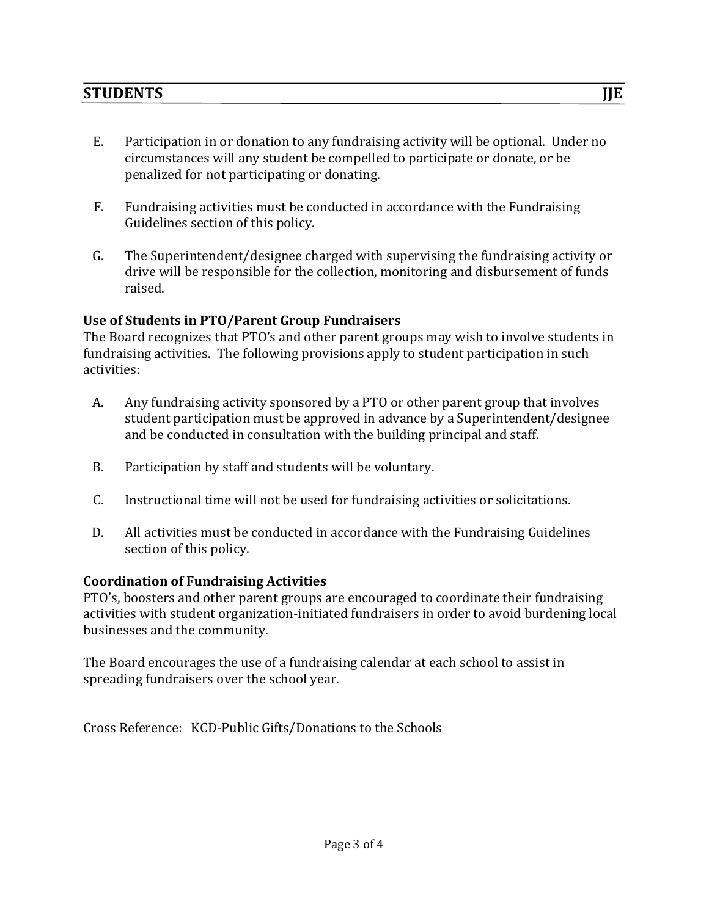E. Participation in or donation to any fundraising activity will be optional. Under no circumstances will any student be compelled to participate or donate, or be penalized for not participating or donating.

F. Fundraising activities must be conducted in accordance with the Fundraising Guidelines section of this policy.

G. The Superintendent/designee charged with supervising the fundraising activity or drive will be responsible for the collection, monitoring and disbursement of funds raised.

**Use of Students in PTO/Parent Group Fundraisers**

The Board recognizes that PTO's and other parent groups may wish to involve students in fundraising activities. The following provisions apply to student participation in such activities:

A. Any fundraising activity sponsored by a PTO or other parent group that involves student participation must be approved in advance by a Superintendent/designee and be conducted in consultation with the building principal and staff.

B. Participation by staff and students will be voluntary.

C. Instructional time will not be used for fundraising activities or solicitations.

D. All activities must be conducted in accordance with the Fundraising Guidelines section of this policy.

**Coordination of Fundraising Activities**

PTO's, boosters and other parent groups are encouraged to coordinate their fundraising activities with student organization-initiated fundraisers in order to avoid burdening local businesses and the community.

The Board encourages the use of a fundraising calendar at each school to assist in spreading fundraisers over the school year.

Cross Reference: KCD-Public Gifts/Donations to the Schools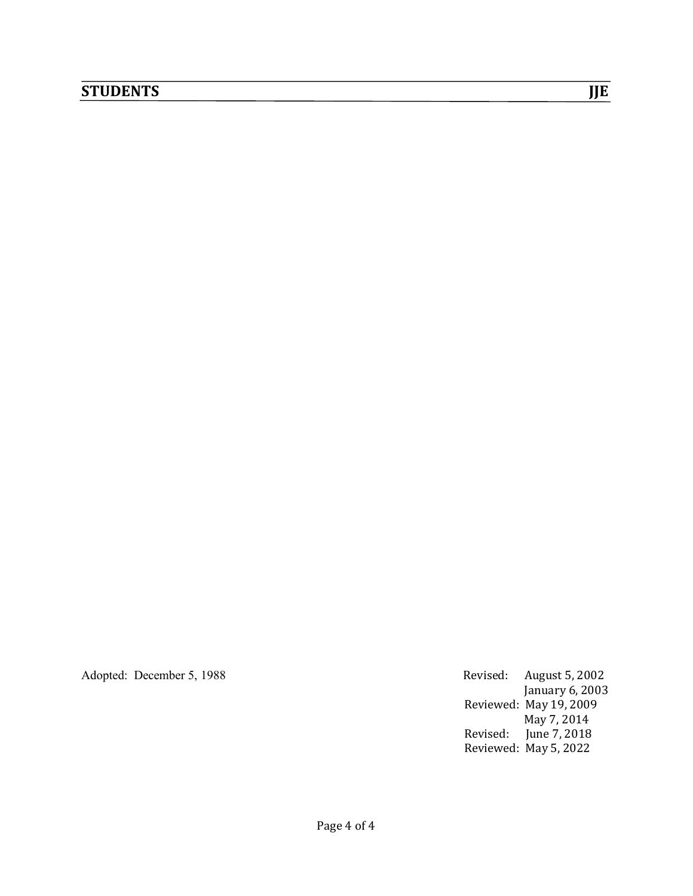Adopted: December 5, 1988

Revised: August 5, 2002
January 6, 2003
Reviewed: May 19, 2009
May 7, 2014
Revised: June 7, 2018
Reviewed: May 5, 2022